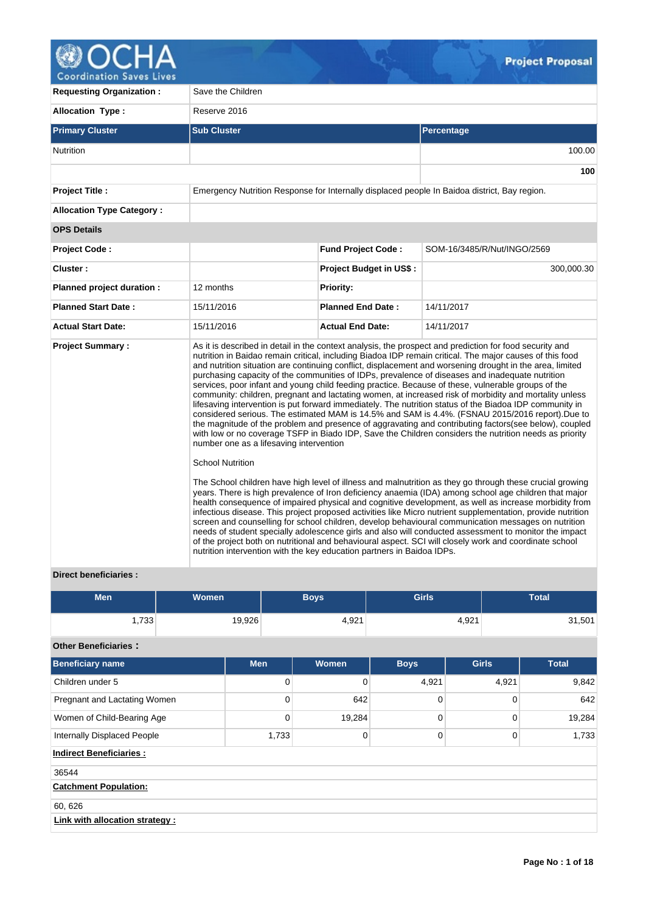# Project Proposal

| | | | |
|---|---|---|---|
| **Requesting Organization :** | Save the Children | | |
| **Allocation Type :** | Reserve 2016 | | |

| **Primary Cluster** | **Sub Cluster** | **Percentage** |
|---|---|---|
| Nutrition | | 100.00 |
| | | **100** |

| | | | |
|---|---|---|---|
| **Project Title :** | Emergency Nutrition Response for Internally displaced people In Baidoa district, Bay region. | | |
| **Allocation Type Category :** | | | |
| **OPS Details** | | | |
| **Project Code :** | | **Fund Project Code :** | SOM-16/3485/R/Nut/INGO/2569 |
| **Cluster :** | | **Project Budget in US$ :** | 300,000.30 |
| **Planned project duration :** | 12 months | **Priority:** | |
| **Planned Start Date :** | 15/11/2016 | **Planned End Date :** | 14/11/2017 |
| **Actual Start Date:** | 15/11/2016 | **Actual End Date:** | 14/11/2017 |

**Project Summary :**

As it is described in detail in the context analysis, the prospect and prediction for food security and nutrition in Baidao remain critical, including Biadoa IDP remain critical. The major causes of this food and nutrition situation are continuing conflict, displacement and worsening drought in the area, limited purchasing capacity of the communities of IDPs, prevalence of diseases and inadequate nutrition services, poor infant and young child feeding practice. Because of these, vulnerable groups of the community: children, pregnant and lactating women, at increased risk of morbidity and mortality unless lifesaving intervention is put forward immediately. The nutrition status of the Biadoa IDP community in considered serious. The estimated MAM is 14.5% and SAM is 4.4%. (FSNAU 2015/2016 report).Due to the magnitude of the problem and presence of aggravating and contributing factors(see below), coupled with low or no coverage TSFP in Biado IDP, Save the Children considers the nutrition needs as priority number one as a lifesaving intervention

School Nutrition

The School children have high level of illness and malnutrition as they go through these crucial growing years. There is high prevalence of Iron deficiency anaemia (IDA) among school age children that major health consequence of impaired physical and cognitive development, as well as increase morbidity from infectious disease. This project proposed activities like Micro nutrient supplementation, provide nutrition screen and counselling for school children, develop behavioural communication messages on nutrition needs of student specially adolescence girls and also will conducted assessment to monitor the impact of the project both on nutritional and behavioural aspect. SCI will closely work and coordinate school nutrition intervention with the key education partners in Baidoa IDPs.

**Direct beneficiaries :**

| Men | Women | Boys | Girls | Total |
|---|---|---|---|---|
| 1,733 | 19,926 | 4,921 | 4,921 | 31,501 |

**Other Beneficiaries :**

| Beneficiary name | Men | Women | Boys | Girls | Total |
|---|---|---|---|---|---|
| Children under 5 | 0 | 0 | 4,921 | 4,921 | 9,842 |
| Pregnant and Lactating Women | 0 | 642 | 0 | 0 | 642 |
| Women of Child-Bearing Age | 0 | 19,284 | 0 | 0 | 19,284 |
| Internally Displaced People | 1,733 | 0 | 0 | 0 | 1,733 |

**Indirect Beneficiaries :**

36544

**Catchment Population:**

60, 626

**Link with allocation strategy :**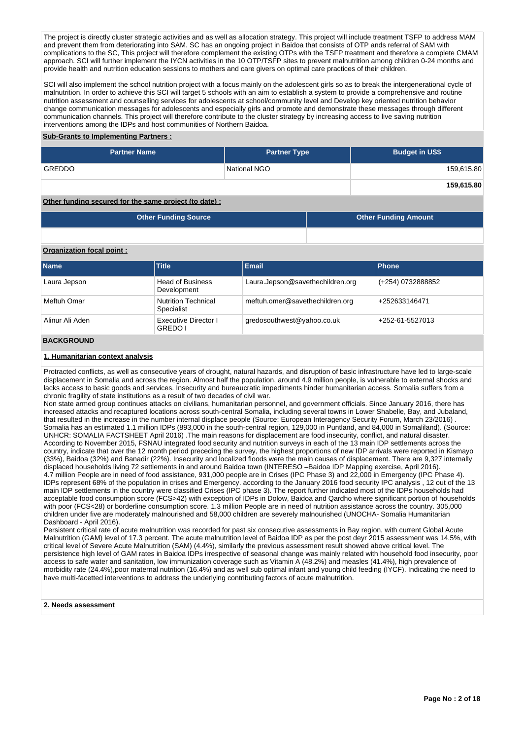The project is directly cluster strategic activities and as well as allocation strategy. This project will include treatment TSFP to address MAM and prevent them from deteriorating into SAM. SC has an ongoing project in Baidoa that consists of OTP ands referral of SAM with complications to the SC, This project will therefore complement the existing OTPs with the TSFP treatment and therefore a complete CMAM approach. SCI will further implement the IYCN activities in the 10 OTP/TSFP sites to prevent malnutrition among children 0-24 months and provide health and nutrition education sessions to mothers and care givers on optimal care practices of their children.

SCI will also implement the school nutrition project with a focus mainly on the adolescent girls so as to break the intergenerational cycle of malnutrition. In order to achieve this SCI will target 5 schools with an aim to establish a system to provide a comprehensive and routine nutrition assessment and counselling services for adolescents at school/community level and Develop key oriented nutrition behavior change communication messages for adolescents and especially girls and promote and demonstrate these messages through different communication channels. This project will therefore contribute to the cluster strategy by increasing access to live saving nutrition interventions among the IDPs and host communities of Northern Baidoa.

**Sub-Grants to Implementing Partners :**

| Partner Name | Partner Type | Budget in US$ |
|---|---|---|
| GREDDO | National NGO | 159,615.80 |
| | | **159,615.80** |

**Other funding secured for the same project (to date) :**

| Other Funding Source | Other Funding Amount |
|---|---|
| | |

**Organization focal point :**

| Name | Title | Email | Phone |
|---|---|---|---|
| Laura Jepson | Head of Business Development | Laura.Jepson@savethechildren.org | (+254) 0732888852 |
| Meftuh Omar | Nutrition Technical Specialist | meftuh.omer@savethechildren.org | +252633146471 |
| Alinur Ali Aden | Executive Director I GREDO I | gredosouthwest@yahoo.co.uk | +252-61-5527013 |

## BACKGROUND

### 1. Humanitarian context analysis

Protracted conflicts, as well as consecutive years of drought, natural hazards, and disruption of basic infrastructure have led to large-scale displacement in Somalia and across the region. Almost half the population, around 4.9 million people, is vulnerable to external shocks and lacks access to basic goods and services. Insecurity and bureaucratic impediments hinder humanitarian access. Somalia suffers from a chronic fragility of state institutions as a result of two decades of civil war.
Non state armed group continues attacks on civilians, humanitarian personnel, and government officials. Since January 2016, there has increased attacks and recaptured locations across south-central Somalia, including several towns in Lower Shabelle, Bay, and Jubaland, that resulted in the increase in the number internal displace people (Source: European Interagency Security Forum, March 23/2016) .
Somalia has an estimated 1.1 million IDPs (893,000 in the south-central region, 129,000 in Puntland, and 84,000 in Somaliland). (Source: UNHCR: SOMALIA FACTSHEET April 2016) .The main reasons for displacement are food insecurity, conflict, and natural disaster.
According to November 2015, FSNAU integrated food security and nutrition surveys in each of the 13 main IDP settlements across the country, indicate that over the 12 month period preceding the survey, the highest proportions of new IDP arrivals were reported in Kismayo (33%), Baidoa (32%) and Banadir (22%). Insecurity and localized floods were the main causes of displacement. There are 9,327 internally displaced households living 72 settlements in and around Baidoa town (INTERESO –Baidoa IDP Mapping exercise, April 2016).
4.7 million People are in need of food assistance, 931,000 people are in Crises (IPC Phase 3) and 22,000 in Emergency (IPC Phase 4). IDPs represent 68% of the population in crises and Emergency. according to the January 2016 food security IPC analysis , 12 out of the 13 main IDP settlements in the country were classified Crises (IPC phase 3). The report further indicated most of the IDPs households had acceptable food consumption score (FCS>42) with exception of IDPs in Dolow, Baidoa and Qardho where significant portion of households with poor (FCS<28) or borderline consumption score. 1.3 million People are in need of nutrition assistance across the country. 305,000 children under five are moderately malnourished and 58,000 children are severely malnourished (UNOCHA- Somalia Humanitarian Dashboard - April 2016).
Persistent critical rate of acute malnutrition was recorded for past six consecutive assessments in Bay region, with current Global Acute Malnutrition (GAM) level of 17.3 percent. The acute malnutrition level of Baidoa IDP as per the post deyr 2015 assessment was 14.5%, with critical level of Severe Acute Malnutrition (SAM) (4.4%), similarly the previous assessment result showed above critical level. The persistence high level of GAM rates in Baidoa IDPs irrespective of seasonal change was mainly related with household food insecurity, poor access to safe water and sanitation, low immunization coverage such as Vitamin A (48.2%) and measles (41.4%), high prevalence of morbidity rate (24.4%),poor maternal nutrition (16.4%) and as well sub optimal infant and young child feeding (IYCF). Indicating the need to have multi-facetted interventions to address the underlying contributing factors of acute malnutrition.

### 2. Needs assessment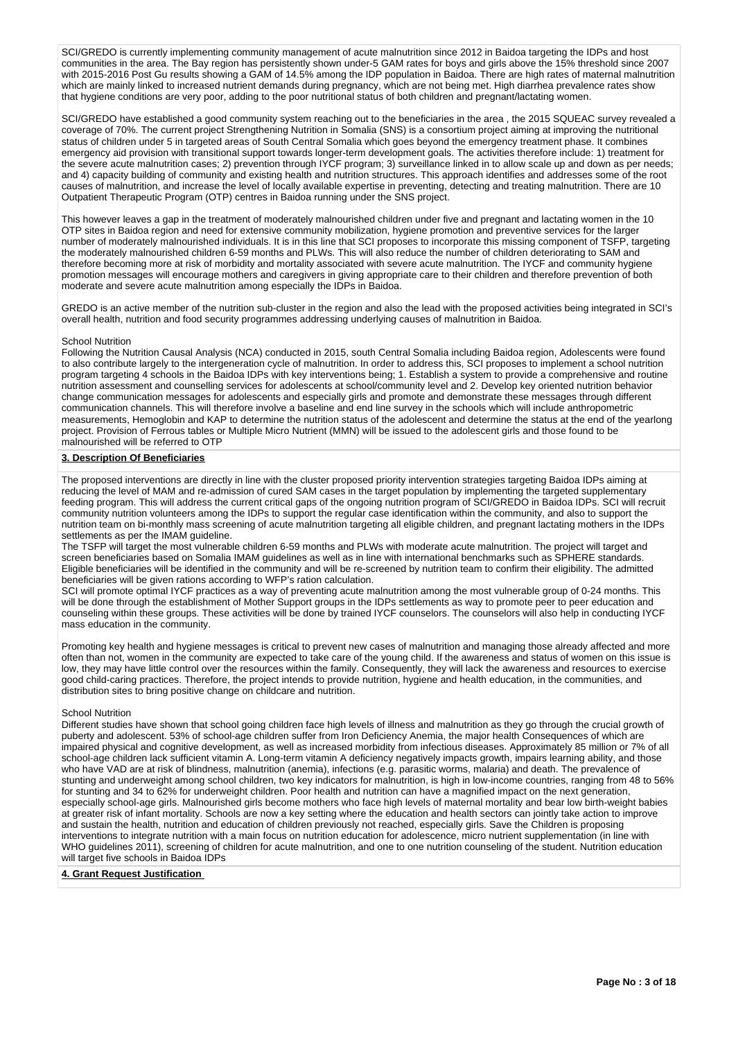SCI/GREDO is currently implementing community management of acute malnutrition since 2012 in Baidoa targeting the IDPs and host communities in the area. The Bay region has persistently shown under-5 GAM rates for boys and girls above the 15% threshold since 2007 with 2015-2016 Post Gu results showing a GAM of 14.5% among the IDP population in Baidoa. There are high rates of maternal malnutrition which are mainly linked to increased nutrient demands during pregnancy, which are not being met. High diarrhea prevalence rates show that hygiene conditions are very poor, adding to the poor nutritional status of both children and pregnant/lactating women.

SCI/GREDO have established a good community system reaching out to the beneficiaries in the area , the 2015 SQUEAC survey revealed a coverage of 70%. The current project Strengthening Nutrition in Somalia (SNS) is a consortium project aiming at improving the nutritional status of children under 5 in targeted areas of South Central Somalia which goes beyond the emergency treatment phase. It combines emergency aid provision with transitional support towards longer-term development goals. The activities therefore include: 1) treatment for the severe acute malnutrition cases; 2) prevention through IYCF program; 3) surveillance linked in to allow scale up and down as per needs; and 4) capacity building of community and existing health and nutrition structures. This approach identifies and addresses some of the root causes of malnutrition, and increase the level of locally available expertise in preventing, detecting and treating malnutrition. There are 10 Outpatient Therapeutic Program (OTP) centres in Baidoa running under the SNS project.

This however leaves a gap in the treatment of moderately malnourished children under five and pregnant and lactating women in the 10 OTP sites in Baidoa region and need for extensive community mobilization, hygiene promotion and preventive services for the larger number of moderately malnourished individuals. It is in this line that SCI proposes to incorporate this missing component of TSFP, targeting the moderately malnourished children 6-59 months and PLWs. This will also reduce the number of children deteriorating to SAM and therefore becoming more at risk of morbidity and mortality associated with severe acute malnutrition. The IYCF and community hygiene promotion messages will encourage mothers and caregivers in giving appropriate care to their children and therefore prevention of both moderate and severe acute malnutrition among especially the IDPs in Baidoa.

GREDO is an active member of the nutrition sub-cluster in the region and also the lead with the proposed activities being integrated in SCI's overall health, nutrition and food security programmes addressing underlying causes of malnutrition in Baidoa.

School Nutrition
Following the Nutrition Causal Analysis (NCA) conducted in 2015, south Central Somalia including Baidoa region, Adolescents were found to also contribute largely to the intergeneration cycle of malnutrition. In order to address this, SCI proposes to implement a school nutrition program targeting 4 schools in the Baidoa IDPs with key interventions being; 1. Establish a system to provide a comprehensive and routine nutrition assessment and counselling services for adolescents at school/community level and 2. Develop key oriented nutrition behavior change communication messages for adolescents and especially girls and promote and demonstrate these messages through different communication channels. This will therefore involve a baseline and end line survey in the schools which will include anthropometric measurements, Hemoglobin and KAP to determine the nutrition status of the adolescent and determine the status at the end of the yearlong project. Provision of Ferrous tables or Multiple Micro Nutrient (MMN) will be issued to the adolescent girls and those found to be malnourished will be referred to OTP

**3. Description Of Beneficiaries**

The proposed interventions are directly in line with the cluster proposed priority intervention strategies targeting Baidoa IDPs aiming at reducing the level of MAM and re-admission of cured SAM cases in the target population by implementing the targeted supplementary feeding program. This will address the current critical gaps of the ongoing nutrition program of SCI/GREDO in Baidoa IDPs. SCI will recruit community nutrition volunteers among the IDPs to support the regular case identification within the community, and also to support the nutrition team on bi-monthly mass screening of acute malnutrition targeting all eligible children, and pregnant lactating mothers in the IDPs settlements as per the IMAM guideline.
The TSFP will target the most vulnerable children 6-59 months and PLWs with moderate acute malnutrition. The project will target and screen beneficiaries based on Somalia IMAM guidelines as well as in line with international benchmarks such as SPHERE standards. Eligible beneficiaries will be identified in the community and will be re-screened by nutrition team to confirm their eligibility. The admitted beneficiaries will be given rations according to WFP's ration calculation.
SCI will promote optimal IYCF practices as a way of preventing acute malnutrition among the most vulnerable group of 0-24 months. This will be done through the establishment of Mother Support groups in the IDPs settlements as way to promote peer to peer education and counseling within these groups. These activities will be done by trained IYCF counselors. The counselors will also help in conducting IYCF mass education in the community.

Promoting key health and hygiene messages is critical to prevent new cases of malnutrition and managing those already affected and more often than not, women in the community are expected to take care of the young child. If the awareness and status of women on this issue is low, they may have little control over the resources within the family. Consequently, they will lack the awareness and resources to exercise good child-caring practices. Therefore, the project intends to provide nutrition, hygiene and health education, in the communities, and distribution sites to bring positive change on childcare and nutrition.

School Nutrition
Different studies have shown that school going children face high levels of illness and malnutrition as they go through the crucial growth of puberty and adolescent. 53% of school-age children suffer from Iron Deficiency Anemia, the major health Consequences of which are impaired physical and cognitive development, as well as increased morbidity from infectious diseases. Approximately 85 million or 7% of all school-age children lack sufficient vitamin A. Long-term vitamin A deficiency negatively impacts growth, impairs learning ability, and those who have VAD are at risk of blindness, malnutrition (anemia), infections (e.g. parasitic worms, malaria) and death. The prevalence of stunting and underweight among school children, two key indicators for malnutrition, is high in low-income countries, ranging from 48 to 56% for stunting and 34 to 62% for underweight children. Poor health and nutrition can have a magnified impact on the next generation, especially school-age girls. Malnourished girls become mothers who face high levels of maternal mortality and bear low birth-weight babies at greater risk of infant mortality. Schools are now a key setting where the education and health sectors can jointly take action to improve and sustain the health, nutrition and education of children previously not reached, especially girls. Save the Children is proposing interventions to integrate nutrition with a main focus on nutrition education for adolescence, micro nutrient supplementation (in line with WHO guidelines 2011), screening of children for acute malnutrition, and one to one nutrition counseling of the student. Nutrition education will target five schools in Baidoa IDPs

**4. Grant Request Justification**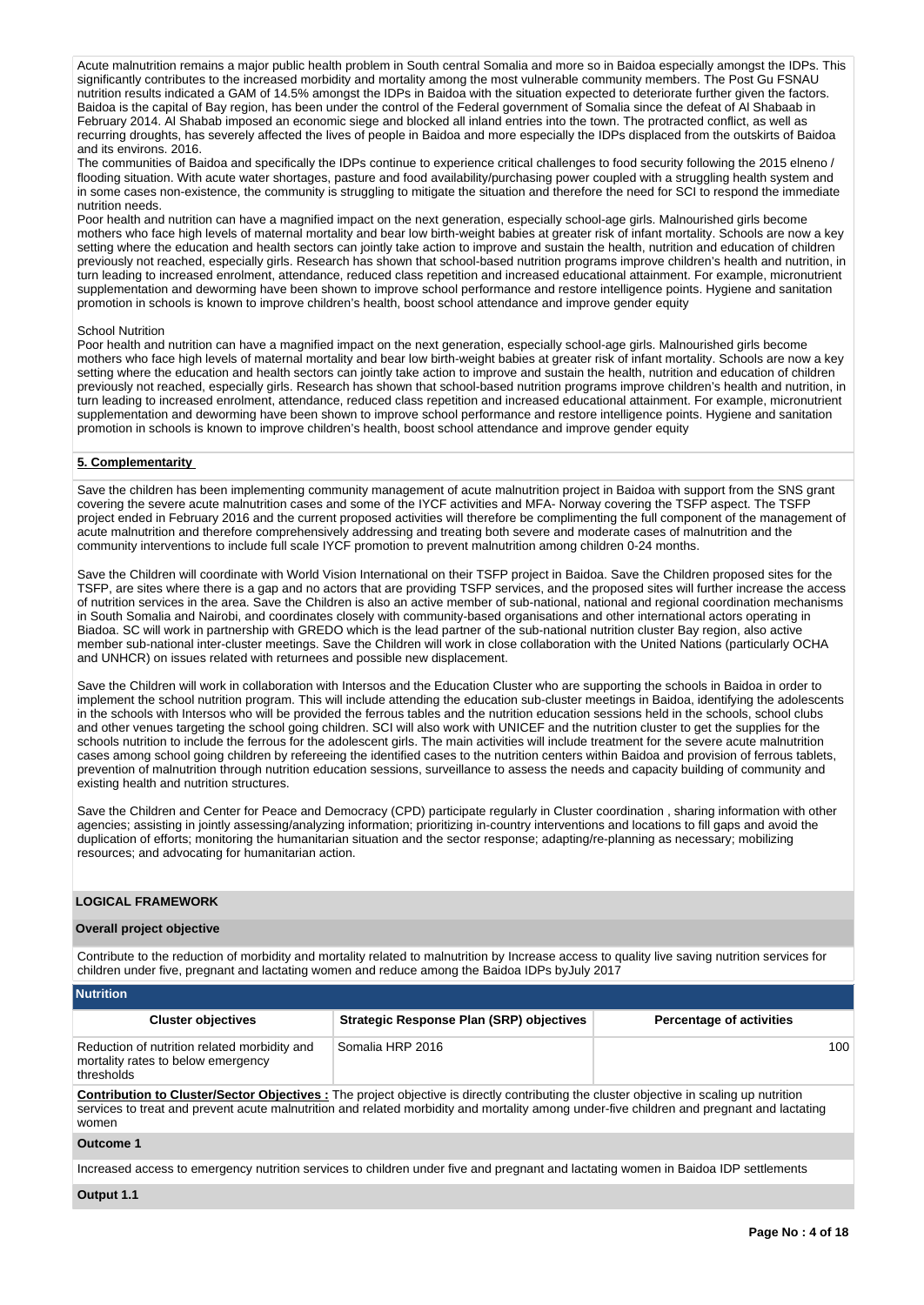Acute malnutrition remains a major public health problem in South central Somalia and more so in Baidoa especially amongst the IDPs. This significantly contributes to the increased morbidity and mortality among the most vulnerable community members. The Post Gu FSNAU nutrition results indicated a GAM of 14.5% amongst the IDPs in Baidoa with the situation expected to deteriorate further given the factors. Baidoa is the capital of Bay region, has been under the control of the Federal government of Somalia since the defeat of Al Shabaab in February 2014. Al Shabab imposed an economic siege and blocked all inland entries into the town. The protracted conflict, as well as recurring droughts, has severely affected the lives of people in Baidoa and more especially the IDPs displaced from the outskirts of Baidoa and its environs. 2016.

The communities of Baidoa and specifically the IDPs continue to experience critical challenges to food security following the 2015 elneno / flooding situation. With acute water shortages, pasture and food availability/purchasing power coupled with a struggling health system and in some cases non-existence, the community is struggling to mitigate the situation and therefore the need for SCI to respond the immediate nutrition needs.

Poor health and nutrition can have a magnified impact on the next generation, especially school-age girls. Malnourished girls become mothers who face high levels of maternal mortality and bear low birth-weight babies at greater risk of infant mortality. Schools are now a key setting where the education and health sectors can jointly take action to improve and sustain the health, nutrition and education of children previously not reached, especially girls. Research has shown that school-based nutrition programs improve children's health and nutrition, in turn leading to increased enrolment, attendance, reduced class repetition and increased educational attainment. For example, micronutrient supplementation and deworming have been shown to improve school performance and restore intelligence points. Hygiene and sanitation promotion in schools is known to improve children's health, boost school attendance and improve gender equity

School Nutrition

Poor health and nutrition can have a magnified impact on the next generation, especially school-age girls. Malnourished girls become mothers who face high levels of maternal mortality and bear low birth-weight babies at greater risk of infant mortality. Schools are now a key setting where the education and health sectors can jointly take action to improve and sustain the health, nutrition and education of children previously not reached, especially girls. Research has shown that school-based nutrition programs improve children's health and nutrition, in turn leading to increased enrolment, attendance, reduced class repetition and increased educational attainment. For example, micronutrient supplementation and deworming have been shown to improve school performance and restore intelligence points. Hygiene and sanitation promotion in schools is known to improve children's health, boost school attendance and improve gender equity

## 5. Complementarity

Save the children has been implementing community management of acute malnutrition project in Baidoa with support from the SNS grant covering the severe acute malnutrition cases and some of the IYCF activities and MFA- Norway covering the TSFP aspect. The TSFP project ended in February 2016 and the current proposed activities will therefore be complimenting the full component of the management of acute malnutrition and therefore comprehensively addressing and treating both severe and moderate cases of malnutrition and the community interventions to include full scale IYCF promotion to prevent malnutrition among children 0-24 months.

Save the Children will coordinate with World Vision International on their TSFP project in Baidoa. Save the Children proposed sites for the TSFP, are sites where there is a gap and no actors that are providing TSFP services, and the proposed sites will further increase the access of nutrition services in the area. Save the Children is also an active member of sub-national, national and regional coordination mechanisms in South Somalia and Nairobi, and coordinates closely with community-based organisations and other international actors operating in Biadoa. SC will work in partnership with GREDO which is the lead partner of the sub-national nutrition cluster Bay region, also active member sub-national inter-cluster meetings. Save the Children will work in close collaboration with the United Nations (particularly OCHA and UNHCR) on issues related with returnees and possible new displacement.

Save the Children will work in collaboration with Intersos and the Education Cluster who are supporting the schools in Baidoa in order to implement the school nutrition program. This will include attending the education sub-cluster meetings in Baidoa, identifying the adolescents in the schools with Intersos who will be provided the ferrous tables and the nutrition education sessions held in the schools, school clubs and other venues targeting the school going children. SCI will also work with UNICEF and the nutrition cluster to get the supplies for the schools nutrition to include the ferrous for the adolescent girls. The main activities will include treatment for the severe acute malnutrition cases among school going children by refereeing the identified cases to the nutrition centers within Baidoa and provision of ferrous tablets, prevention of malnutrition through nutrition education sessions, surveillance to assess the needs and capacity building of community and existing health and nutrition structures.

Save the Children and Center for Peace and Democracy (CPD) participate regularly in Cluster coordination , sharing information with other agencies; assisting in jointly assessing/analyzing information; prioritizing in-country interventions and locations to fill gaps and avoid the duplication of efforts; monitoring the humanitarian situation and the sector response; adapting/re-planning as necessary; mobilizing resources; and advocating for humanitarian action.

## LOGICAL FRAMEWORK

### Overall project objective

Contribute to the reduction of morbidity and mortality related to malnutrition by Increase access to quality live saving nutrition services for children under five, pregnant and lactating women and reduce among the Baidoa IDPs byJuly 2017

### Nutrition

| Cluster objectives | Strategic Response Plan (SRP) objectives | Percentage of activities |
|---|---|---|
| Reduction of nutrition related morbidity and mortality rates to below emergency thresholds | Somalia HRP 2016 | 100 |

**Contribution to Cluster/Sector Objectives :** The project objective is directly contributing the cluster objective in scaling up nutrition services to treat and prevent acute malnutrition and related morbidity and mortality among under-five children and pregnant and lactating women

### Outcome 1

Increased access to emergency nutrition services to children under five and pregnant and lactating women in Baidoa IDP settlements

### Output 1.1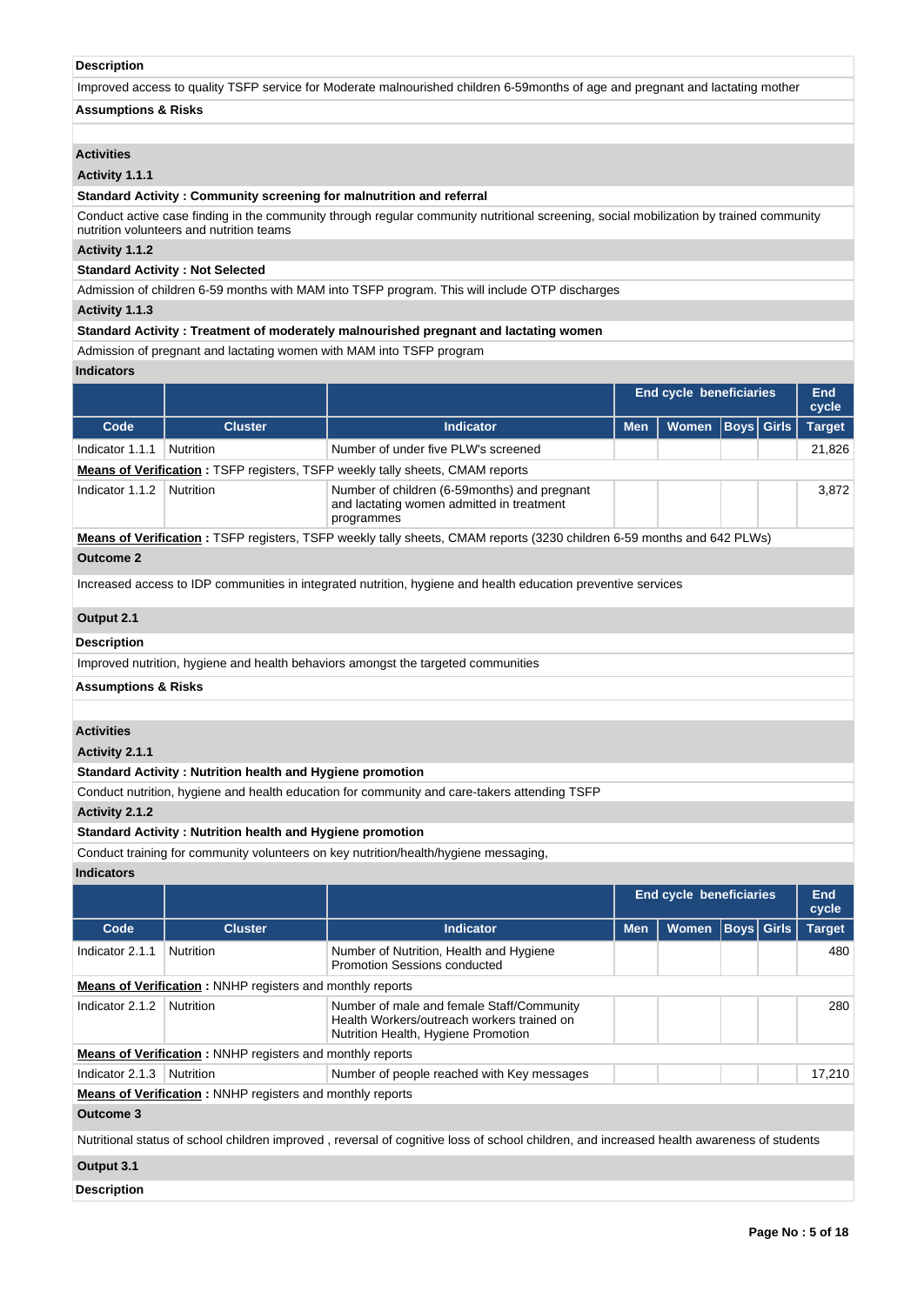**Description**

Improved access to quality TSFP service for Moderate malnourished children 6-59months of age and pregnant and lactating mother

**Assumptions & Risks**

**Activities**

**Activity 1.1.1**

**Standard Activity : Community screening for malnutrition and referral**

Conduct active case finding in the community through regular community nutritional screening, social mobilization by trained community nutrition volunteers and nutrition teams

**Activity 1.1.2**

**Standard Activity : Not Selected**

Admission of children 6-59 months with MAM into TSFP program. This will include OTP discharges

**Activity 1.1.3**

**Standard Activity : Treatment of moderately malnourished pregnant and lactating women**

Admission of pregnant and lactating women with MAM into TSFP program

**Indicators**

| | | | End cycle beneficiaries | | | | End cycle |
|---|---|---|---|---|---|---|---|
| **Code** | **Cluster** | **Indicator** | **Men** | **Women** | **Boys** | **Girls** | **Target** |
| Indicator 1.1.1 | Nutrition | Number of under five PLW's screened | | | | | 21,826 |
| **Means of Verification :** TSFP registers, TSFP weekly tally sheets, CMAM reports | | | | | | | |
| Indicator 1.1.2 | Nutrition | Number of children (6-59months) and pregnant and lactating women admitted in treatment programmes | | | | | 3,872 |
| **Means of Verification :** TSFP registers, TSFP weekly tally sheets, CMAM reports (3230 children 6-59 months and 642 PLWs) | | | | | | | |

**Outcome 2**

Increased access to IDP communities in integrated nutrition, hygiene and health education preventive services

**Output 2.1**

**Description**

Improved nutrition, hygiene and health behaviors amongst the targeted communities

**Assumptions & Risks**

**Activities**

**Activity 2.1.1**

**Standard Activity : Nutrition health and Hygiene promotion**

Conduct nutrition, hygiene and health education for community and care-takers attending TSFP

**Activity 2.1.2**

**Standard Activity : Nutrition health and Hygiene promotion**

Conduct training for community volunteers on key nutrition/health/hygiene messaging,

**Indicators**

| | | | End cycle beneficiaries | | | | End cycle |
|---|---|---|---|---|---|---|---|
| **Code** | **Cluster** | **Indicator** | **Men** | **Women** | **Boys** | **Girls** | **Target** |
| Indicator 2.1.1 | Nutrition | Number of Nutrition, Health and Hygiene Promotion Sessions conducted | | | | | 480 |
| **Means of Verification :** NNHP registers and monthly reports | | | | | | | |
| Indicator 2.1.2 | Nutrition | Number of male and female Staff/Community Health Workers/outreach workers trained on Nutrition Health, Hygiene Promotion | | | | | 280 |
| **Means of Verification :** NNHP registers and monthly reports | | | | | | | |
| Indicator 2.1.3 | Nutrition | Number of people reached with Key messages | | | | | 17,210 |
| **Means of Verification :** NNHP registers and monthly reports | | | | | | | |

**Outcome 3**

Nutritional status of school children improved , reversal of cognitive loss of school children, and increased health awareness of students

**Output 3.1**

**Description**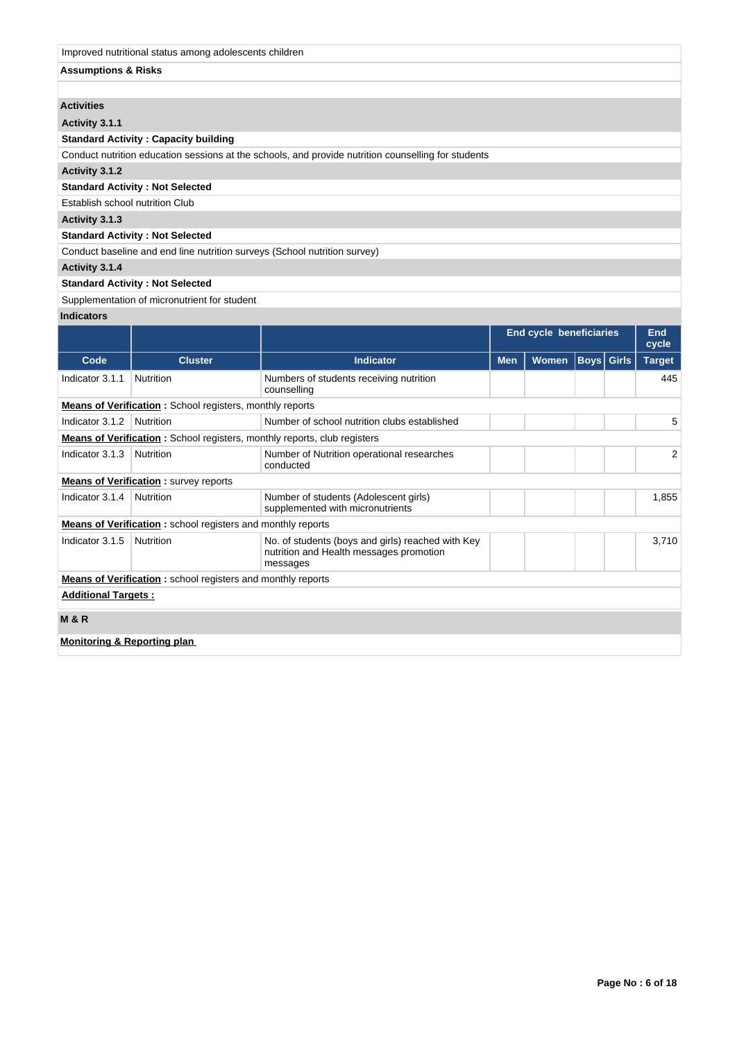Improved nutritional status among adolescents children

**Assumptions & Risks**

**Activities**

**Activity 3.1.1**

**Standard Activity : Capacity building**

Conduct nutrition education sessions at the schools, and provide nutrition counselling for students

**Activity 3.1.2**

**Standard Activity : Not Selected**

Establish school nutrition Club

**Activity 3.1.3**

**Standard Activity : Not Selected**

Conduct baseline and end line nutrition surveys (School nutrition survey)

**Activity 3.1.4**

**Standard Activity : Not Selected**

Supplementation of micronutrient for student

**Indicators**

| | | | End cycle beneficiaries | | | | End cycle |
|---|---|---|---|---|---|---|---|
| **Code** | **Cluster** | **Indicator** | **Men** | **Women** | **Boys** | **Girls** | **Target** |
| Indicator 3.1.1 | Nutrition | Numbers of students receiving nutrition counselling | | | | | 445 |
| **Means of Verification :** School registers, monthly reports | | | | | | | |
| Indicator 3.1.2 | Nutrition | Number of school nutrition clubs established | | | | | 5 |
| **Means of Verification :** School registers, monthly reports, club registers | | | | | | | |
| Indicator 3.1.3 | Nutrition | Number of Nutrition operational researches conducted | | | | | 2 |
| **Means of Verification :** survey reports | | | | | | | |
| Indicator 3.1.4 | Nutrition | Number of students (Adolescent girls) supplemented with micronutrients | | | | | 1,855 |
| **Means of Verification :** school registers and monthly reports | | | | | | | |
| Indicator 3.1.5 | Nutrition | No. of students (boys and girls) reached with Key nutrition and Health messages promotion messages | | | | | 3,710 |
| **Means of Verification :** school registers and monthly reports | | | | | | | |

**Additional Targets :**

**M & R**

**Monitoring & Reporting plan**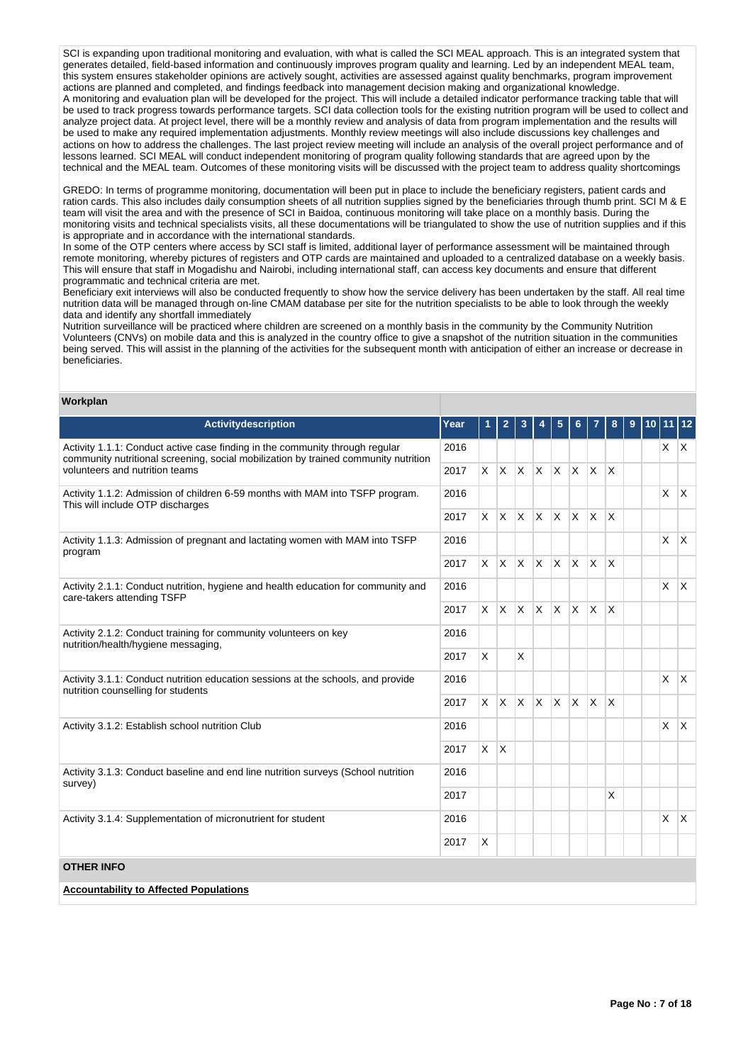SCI is expanding upon traditional monitoring and evaluation, with what is called the SCI MEAL approach. This is an integrated system that generates detailed, field-based information and continuously improves program quality and learning. Led by an independent MEAL team, this system ensures stakeholder opinions are actively sought, activities are assessed against quality benchmarks, program improvement actions are planned and completed, and findings feedback into management decision making and organizational knowledge.
A monitoring and evaluation plan will be developed for the project. This will include a detailed indicator performance tracking table that will be used to track progress towards performance targets. SCI data collection tools for the existing nutrition program will be used to collect and analyze project data. At project level, there will be a monthly review and analysis of data from program implementation and the results will be used to make any required implementation adjustments. Monthly review meetings will also include discussions key challenges and actions on how to address the challenges. The last project review meeting will include an analysis of the overall project performance and of lessons learned. SCI MEAL will conduct independent monitoring of program quality following standards that are agreed upon by the technical and the MEAL team. Outcomes of these monitoring visits will be discussed with the project team to address quality shortcomings

GREDO: In terms of programme monitoring, documentation will been put in place to include the beneficiary registers, patient cards and ration cards. This also includes daily consumption sheets of all nutrition supplies signed by the beneficiaries through thumb print. SCI M & E team will visit the area and with the presence of SCI in Baidoa, continuous monitoring will take place on a monthly basis. During the monitoring visits and technical specialists visits, all these documentations will be triangulated to show the use of nutrition supplies and if this is appropriate and in accordance with the international standards.
In some of the OTP centers where access by SCI staff is limited, additional layer of performance assessment will be maintained through remote monitoring, whereby pictures of registers and OTP cards are maintained and uploaded to a centralized database on a weekly basis. This will ensure that staff in Mogadishu and Nairobi, including international staff, can access key documents and ensure that different programmatic and technical criteria are met.
Beneficiary exit interviews will also be conducted frequently to show how the service delivery has been undertaken by the staff. All real time nutrition data will be managed through on-line CMAM database per site for the nutrition specialists to be able to look through the weekly data and identify any shortfall immediately
Nutrition surveillance will be practiced where children are screened on a monthly basis in the community by the Community Nutrition Volunteers (CNVs) on mobile data and this is analyzed in the country office to give a snapshot of the nutrition situation in the communities being served. This will assist in the planning of the activities for the subsequent month with anticipation of either an increase or decrease in beneficiaries.

## Workplan

| Activitydescription | Year | 1 | 2 | 3 | 4 | 5 | 6 | 7 | 8 | 9 | 10 | 11 | 12 |
|---|---|---|---|---|---|---|---|---|---|---|---|---|---|
| Activity 1.1.1: Conduct active case finding in the community through regular community nutritional screening, social mobilization by trained community nutrition volunteers and nutrition teams | 2016 | | | | | | | | | | | X | X |
| | 2017 | X | X | X | X | X | X | X | X | | | | |
| Activity 1.1.2: Admission of children 6-59 months with MAM into TSFP program. This will include OTP discharges | 2016 | | | | | | | | | | | X | X |
| | 2017 | X | X | X | X | X | X | X | X | | | | |
| Activity 1.1.3: Admission of pregnant and lactating women with MAM into TSFP program | 2016 | | | | | | | | | | | X | X |
| | 2017 | X | X | X | X | X | X | X | X | | | | |
| Activity 2.1.1: Conduct nutrition, hygiene and health education for community and care-takers attending TSFP | 2016 | | | | | | | | | | | X | X |
| | 2017 | X | X | X | X | X | X | X | X | | | | |
| Activity 2.1.2: Conduct training for community volunteers on key nutrition/health/hygiene messaging, | 2016 | | | | | | | | | | | | |
| | 2017 | X | | X | | | | | | | | | |
| Activity 3.1.1: Conduct nutrition education sessions at the schools, and provide nutrition counselling for students | 2016 | | | | | | | | | | | X | X |
| | 2017 | X | X | X | X | X | X | X | X | | | | |
| Activity 3.1.2: Establish school nutrition Club | 2016 | | | | | | | | | | | X | X |
| | 2017 | X | X | | | | | | | | | | |
| Activity 3.1.3: Conduct baseline and end line nutrition surveys (School nutrition survey) | 2016 | | | | | | | | | | | | |
| | 2017 | | | | | | | | X | | | | |
| Activity 3.1.4: Supplementation of micronutrient for student | 2016 | | | | | | | | | | | X | X |
| | 2017 | X | | | | | | | | | | | |

## OTHER INFO

**Accountability to Affected Populations**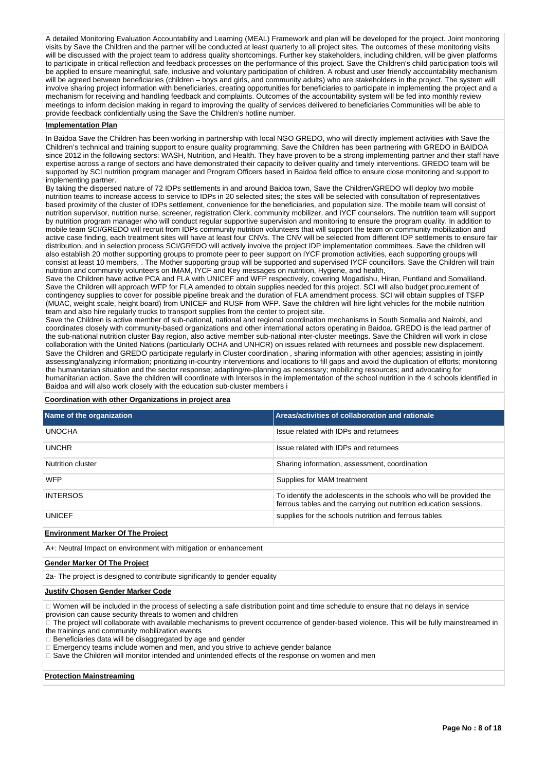A detailed Monitoring Evaluation Accountability and Learning (MEAL) Framework and plan will be developed for the project. Joint monitoring visits by Save the Children and the partner will be conducted at least quarterly to all project sites. The outcomes of these monitoring visits will be discussed with the project team to address quality shortcomings. Further key stakeholders, including children, will be given platforms to participate in critical reflection and feedback processes on the performance of this project. Save the Children's child participation tools will be applied to ensure meaningful, safe, inclusive and voluntary participation of children. A robust and user friendly accountability mechanism will be agreed between beneficiaries (children – boys and girls, and community adults) who are stakeholders in the project. The system will involve sharing project information with beneficiaries, creating opportunities for beneficiaries to participate in implementing the project and a mechanism for receiving and handling feedback and complaints. Outcomes of the accountability system will be fed into monthly review meetings to inform decision making in regard to improving the quality of services delivered to beneficiaries Communities will be able to provide feedback confidentially using the Save the Children's hotline number.

**Implementation Plan**

In Baidoa Save the Children has been working in partnership with local NGO GREDO, who will directly implement activities with Save the Children's technical and training support to ensure quality programming. Save the Children has been partnering with GREDO in BAIDOA since 2012 in the following sectors: WASH, Nutrition, and Health. They have proven to be a strong implementing partner and their staff have expertise across a range of sectors and have demonstrated their capacity to deliver quality and timely interventions. GREDO team will be supported by SCI nutrition program manager and Program Officers based in Baidoa field office to ensure close monitoring and support to implementing partner.
By taking the dispersed nature of 72 IDPs settlements in and around Baidoa town, Save the Children/GREDO will deploy two mobile nutrition teams to increase access to service to IDPs in 20 selected sites; the sites will be selected with consultation of representatives based proximity of the cluster of IDPs settlement, convenience for the beneficiaries, and population size. The mobile team will consist of nutrition supervisor, nutrition nurse, screener, registration Clerk, community mobilizer, and IYCF counselors. The nutrition team will support by nutrition program manager who will conduct regular supportive supervision and monitoring to ensure the program quality. In addition to mobile team SCI/GREDO will recruit from IDPs community nutrition volunteers that will support the team on community mobilization and active case finding, each treatment sites will have at least four CNVs. The CNV will be selected from different IDP settlements to ensure fair distribution, and in selection process SCI/GREDO will actively involve the project IDP implementation committees. Save the children will also establish 20 mother supporting groups to promote peer to peer support on IYCF promotion activities, each supporting groups will consist at least 10 members, . The Mother supporting group will be supported and supervised IYCF councillors. Save the Children will train nutrition and community volunteers on IMAM, IYCF and Key messages on nutrition, Hygiene, and health,
Save the Children have active PCA and FLA with UNICEF and WFP respectively, covering Mogadishu, Hiran, Puntland and Somaliland. Save the Children will approach WFP for FLA amended to obtain supplies needed for this project. SCI will also budget procurement of contingency supplies to cover for possible pipeline break and the duration of FLA amendment process. SCI will obtain supplies of TSFP (MUAC, weight scale, height board) from UNICEF and RUSF from WFP. Save the Children will hire light vehicles for the mobile nutrition team and also hire regularly trucks to transport supplies from the center to project site.
Save the Children is active member of sub-national, national and regional coordination mechanisms in South Somalia and Nairobi, and coordinates closely with community-based organizations and other international actors operating in Baidoa. GREDO is the lead partner of the sub-national nutrition cluster Bay region, also active member sub-national inter-cluster meetings. Save the Children will work in close collaboration with the United Nations (particularly OCHA and UNHCR) on issues related with returnees and possible new displacement. Save the Children and GREDO participate regularly in Cluster coordination , sharing information with other agencies; assisting in jointly assessing/analyzing information; prioritizing in-country interventions and locations to fill gaps and avoid the duplication of efforts; monitoring the humanitarian situation and the sector response; adapting/re-planning as necessary; mobilizing resources; and advocating for humanitarian action. Save the children will coordinate with Intersos in the implementation of the school nutrition in the 4 schools identified in Baidoa and will also work closely with the education sub-cluster members i

**Coordination with other Organizations in project area**

| Name of the organization | Areas/activities of collaboration and rationale |
|---|---|
| UNOCHA | Issue related with IDPs and returnees |
| UNCHR | Issue related with IDPs and returnees |
| Nutrition cluster | Sharing information, assessment, coordination |
| WFP | Supplies for MAM treatment |
| INTERSOS | To identify the adolescents in the schools who will be provided the ferrous tables and the carrying out nutrition education sessions. |
| UNICEF | supplies for the schools nutrition and ferrous tables |

**Environment Marker Of The Project**

A+: Neutral Impact on environment with mitigation or enhancement

**Gender Marker Of The Project**

2a- The project is designed to contribute significantly to gender equality

**Justify Chosen Gender Marker Code**

- Women will be included in the process of selecting a safe distribution point and time schedule to ensure that no delays in service provision can cause security threats to women and children
- The project will collaborate with available mechanisms to prevent occurrence of gender-based violence. This will be fully mainstreamed in the trainings and community mobilization events
- Beneficiaries data will be disaggregated by age and gender
- Emergency teams include women and men, and you strive to achieve gender balance
- Save the Children will monitor intended and unintended effects of the response on women and men

**Protection Mainstreaming**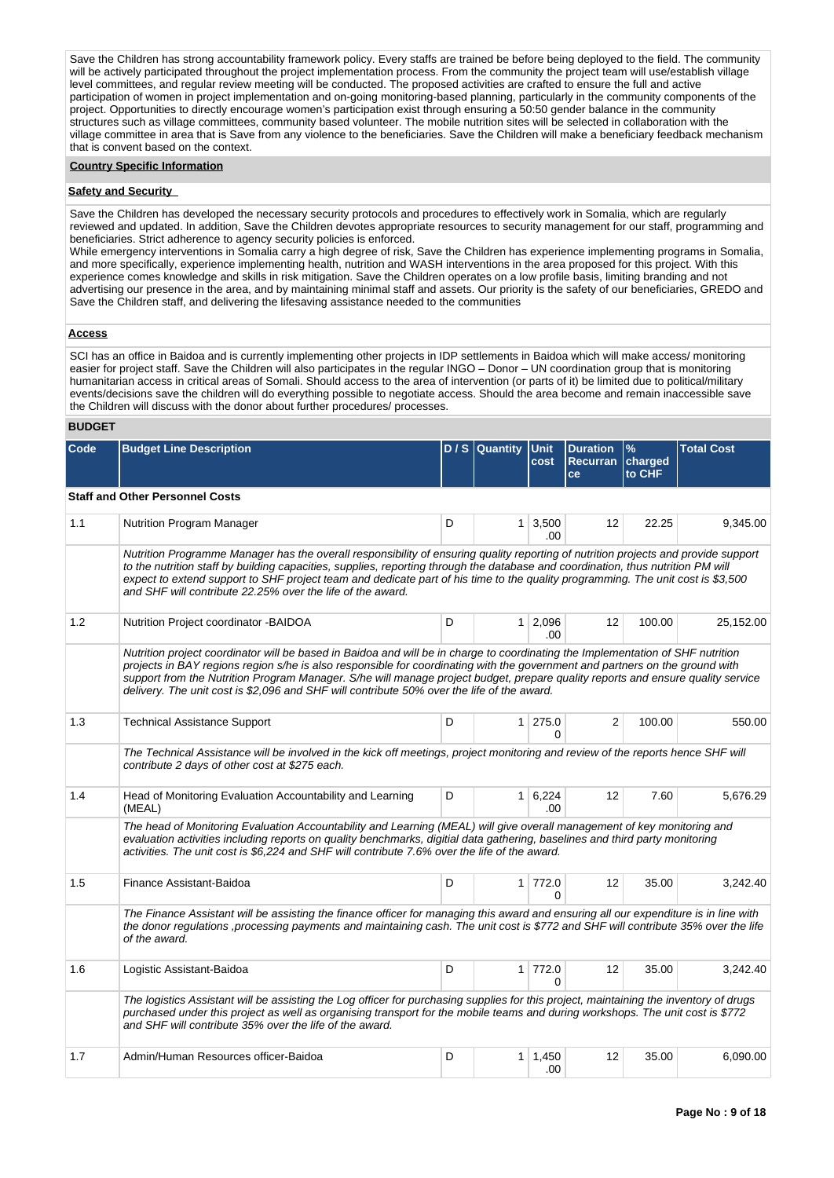Save the Children has strong accountability framework policy. Every staffs are trained be before being deployed to the field. The community will be actively participated throughout the project implementation process. From the community the project team will use/establish village level committees, and regular review meeting will be conducted. The proposed activities are crafted to ensure the full and active participation of women in project implementation and on-going monitoring-based planning, particularly in the community components of the project. Opportunities to directly encourage women's participation exist through ensuring a 50:50 gender balance in the community structures such as village committees, community based volunteer. The mobile nutrition sites will be selected in collaboration with the village committee in area that is Save from any violence to the beneficiaries. Save the Children will make a beneficiary feedback mechanism that is convent based on the context.

**Country Specific Information**

**Safety and Security**

Save the Children has developed the necessary security protocols and procedures to effectively work in Somalia, which are regularly reviewed and updated. In addition, Save the Children devotes appropriate resources to security management for our staff, programming and beneficiaries. Strict adherence to agency security policies is enforced.
While emergency interventions in Somalia carry a high degree of risk, Save the Children has experience implementing programs in Somalia, and more specifically, experience implementing health, nutrition and WASH interventions in the area proposed for this project. With this experience comes knowledge and skills in risk mitigation. Save the Children operates on a low profile basis, limiting branding and not advertising our presence in the area, and by maintaining minimal staff and assets. Our priority is the safety of our beneficiaries, GREDO and Save the Children staff, and delivering the lifesaving assistance needed to the communities

**Access**

SCI has an office in Baidoa and is currently implementing other projects in IDP settlements in Baidoa which will make access/ monitoring easier for project staff. Save the Children will also participates in the regular INGO – Donor – UN coordination group that is monitoring humanitarian access in critical areas of Somali. Should access to the area of intervention (or parts of it) be limited due to political/military events/decisions save the children will do everything possible to negotiate access. Should the area become and remain inaccessible save the Children will discuss with the donor about further procedures/ processes.

**BUDGET**

| Code | Budget Line Description | D / S | Quantity | Unit cost | Duration Recurrance | % charged to CHF | Total Cost |
|---|---|---|---|---|---|---|---|
| **Staff and Other Personnel Costs** | | | | | | | |
| 1.1 | Nutrition Program Manager | D | 1 | 3,500.00 | 12 | 22.25 | 9,345.00 |
| | *Nutrition Programme Manager has the overall responsibility of ensuring quality reporting of nutrition projects and provide support to the nutrition staff by building capacities, supplies, reporting through the database and coordination, thus nutrition PM will expect to extend support to SHF project team and dedicate part of his time to the quality programming. The unit cost is $3,500 and SHF will contribute 22.25% over the life of the award.* | | | | | | |
| 1.2 | Nutrition Project coordinator -BAIDOA | D | 1 | 2,096.00 | 12 | 100.00 | 25,152.00 |
| | *Nutrition project coordinator will be based in Baidoa and will be in charge to coordinating the Implementation of SHF nutrition projects in BAY regions region s/he is also responsible for coordinating with the government and partners on the ground with support from the Nutrition Program Manager. S/he will manage project budget, prepare quality reports and ensure quality service delivery. The unit cost is $2,096 and SHF will contribute 50% over the life of the award.* | | | | | | |
| 1.3 | Technical Assistance Support | D | 1 | 275.00 | 2 | 100.00 | 550.00 |
| | *The Technical Assistance will be involved in the kick off meetings, project monitoring and review of the reports hence SHF will contribute 2 days of other cost at $275 each.* | | | | | | |
| 1.4 | Head of Monitoring Evaluation Accountability and Learning (MEAL) | D | 1 | 6,224.00 | 12 | 7.60 | 5,676.29 |
| | *The head of Monitoring Evaluation Accountability and Learning (MEAL) will give overall management of key monitoring and evaluation activities including reports on quality benchmarks, digitial data gathering, baselines and third party monitoring activities. The unit cost is $6,224 and SHF will contribute 7.6% over the life of the award.* | | | | | | |
| 1.5 | Finance Assistant-Baidoa | D | 1 | 772.00 | 12 | 35.00 | 3,242.40 |
| | *The Finance Assistant will be assisting the finance officer for managing this award and ensuring all our expenditure is in line with the donor regulations ,processing payments and maintaining cash. The unit cost is $772 and SHF will contribute 35% over the life of the award.* | | | | | | |
| 1.6 | Logistic Assistant-Baidoa | D | 1 | 772.00 | 12 | 35.00 | 3,242.40 |
| | *The logistics Assistant will be assisting the Log officer for purchasing supplies for this project, maintaining the inventory of drugs purchased under this project as well as organising transport for the mobile teams and during workshops. The unit cost is $772 and SHF will contribute 35% over the life of the award.* | | | | | | |
| 1.7 | Admin/Human Resources officer-Baidoa | D | 1 | 1,450.00 | 12 | 35.00 | 6,090.00 |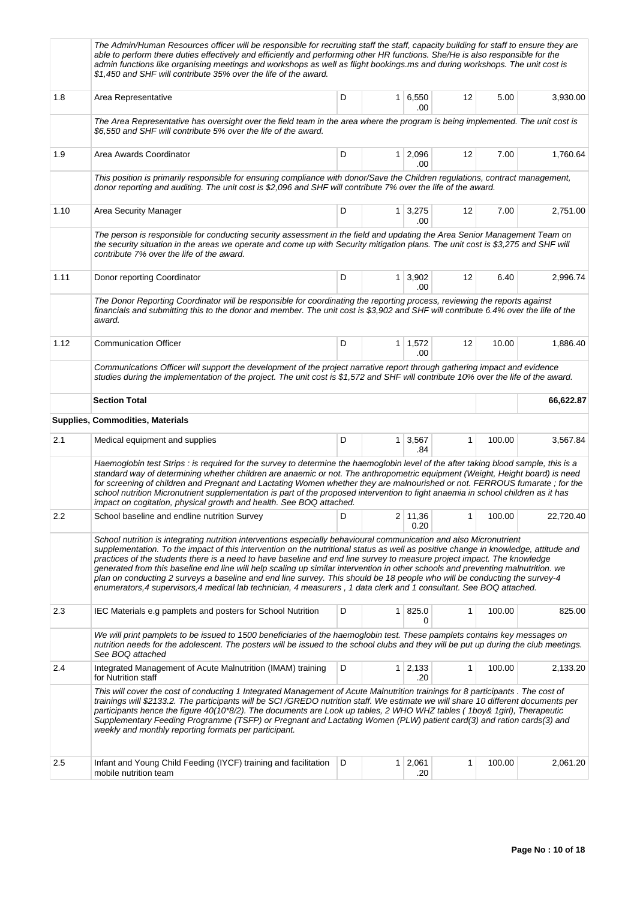| | | | | | | | |
|---|---|---|---|---|---|---|---|
| | *The Admin/Human Resources officer will be responsible for recruiting staff the staff, capacity building for staff to ensure they are able to perform there duties effectively and efficiently and performing other HR functions. She/He is also responsible for the admin functions like organising meetings and workshops as well as flight bookings.ms and during workshops. The unit cost is $1,450 and SHF will contribute 35% over the life of the award.* | | | | | | |
| 1.8 | Area Representative | D | 1 | 6,550.00 | 12 | 5.00 | 3,930.00 |
| | *The Area Representative has oversight over the field team in the area where the program is being implemented. The unit cost is $6,550 and SHF will contribute 5% over the life of the award.* | | | | | | |
| 1.9 | Area Awards Coordinator | D | 1 | 2,096.00 | 12 | 7.00 | 1,760.64 |
| | *This position is primarily responsible for ensuring compliance with donor/Save the Children regulations, contract management, donor reporting and auditing. The unit cost is $2,096 and SHF will contribute 7% over the life of the award.* | | | | | | |
| 1.10 | Area Security Manager | D | 1 | 3,275.00 | 12 | 7.00 | 2,751.00 |
| | *The person is responsible for conducting security assessment in the field and updating the Area Senior Management Team on the security situation in the areas we operate and come up with Security mitigation plans. The unit cost is $3,275 and SHF will contribute 7% over the life of the award.* | | | | | | |
| 1.11 | Donor reporting Coordinator | D | 1 | 3,902.00 | 12 | 6.40 | 2,996.74 |
| | *The Donor Reporting Coordinator will be responsible for coordinating the reporting process, reviewing the reports against financials and submitting this to the donor and member. The unit cost is $3,902 and SHF will contribute 6.4% over the life of the award.* | | | | | | |
| 1.12 | Communication Officer | D | 1 | 1,572.00 | 12 | 10.00 | 1,886.40 |
| | *Communications Officer will support the development of the project narrative report through gathering impact and evidence studies during the implementation of the project. The unit cost is $1,572 and SHF will contribute 10% over the life of the award.* | | | | | | |
| | **Section Total** | | | | | | **66,622.87** |
| **Supplies, Commodities, Materials** | | | | | | | |
| 2.1 | Medical equipment and supplies | D | 1 | 3,567.84 | 1 | 100.00 | 3,567.84 |
| | *Haemoglobin test Strips : is required for the survey to determine the haemoglobin level of the after taking blood sample, this is a standard way of determining whether children are anaemic or not. The anthropometric equipment (Weight, Height board) is need for screening of children and Pregnant and Lactating Women whether they are malnourished or not. FERROUS fumarate ; for the school nutrition Micronutrient supplementation is part of the proposed intervention to fight anaemia in school children as it has impact on cogitation, physical growth and health. See BOQ attached.* | | | | | | |
| 2.2 | School baseline and endline nutrition Survey | D | 2 | 11,360.20 | 1 | 100.00 | 22,720.40 |
| | *School nutrition is integrating nutrition interventions especially behavioural communication and also Micronutrient supplementation. To the impact of this intervention on the nutritional status as well as positive change in knowledge, attitude and practices of the students there is a need to have baseline and end line survey to measure project impact. The knowledge generated from this baseline end line will help scaling up similar intervention in other schools and preventing malnutrition. we plan on conducting 2 surveys a baseline and end line survey. This should be 18 people who will be conducting the survey-4 enumerators,4 supervisors,4 medical lab technician, 4 measurers , 1 data clerk and 1 consultant. See BOQ attached.* | | | | | | |
| 2.3 | IEC Materials e.g pamplets and posters for School Nutrition | D | 1 | 825.00 | 1 | 100.00 | 825.00 |
| | *We will print pamplets to be issued to 1500 beneficiaries of the haemoglobin test. These pamplets contains key messages on nutrition needs for the adolescent. The posters will be issued to the school clubs and they will be put up during the club meetings. See BOQ attached* | | | | | | |
| 2.4 | Integrated Management of Acute Malnutrition (IMAM) training for Nutrition staff | D | 1 | 2,133.20 | 1 | 100.00 | 2,133.20 |
| | *This will cover the cost of conducting 1 Integrated Management of Acute Malnutrition trainings for 8 participants . The cost of trainings will $2133.2. The participants will be SCI /GREDO nutrition staff. We estimate we will share 10 different documents per participants hence the figure 40(10*8/2). The documents are Look up tables, 2 WHO WHZ tables ( 1boy& 1girl), Therapeutic Supplementary Feeding Programme (TSFP) or Pregnant and Lactating Women (PLW) patient card(3) and ration cards(3) and weekly and monthly reporting formats per participant.* | | | | | | |
| 2.5 | Infant and Young Child Feeding (IYCF) training and facilitation mobile nutrition team | D | 1 | 2,061.20 | 1 | 100.00 | 2,061.20 |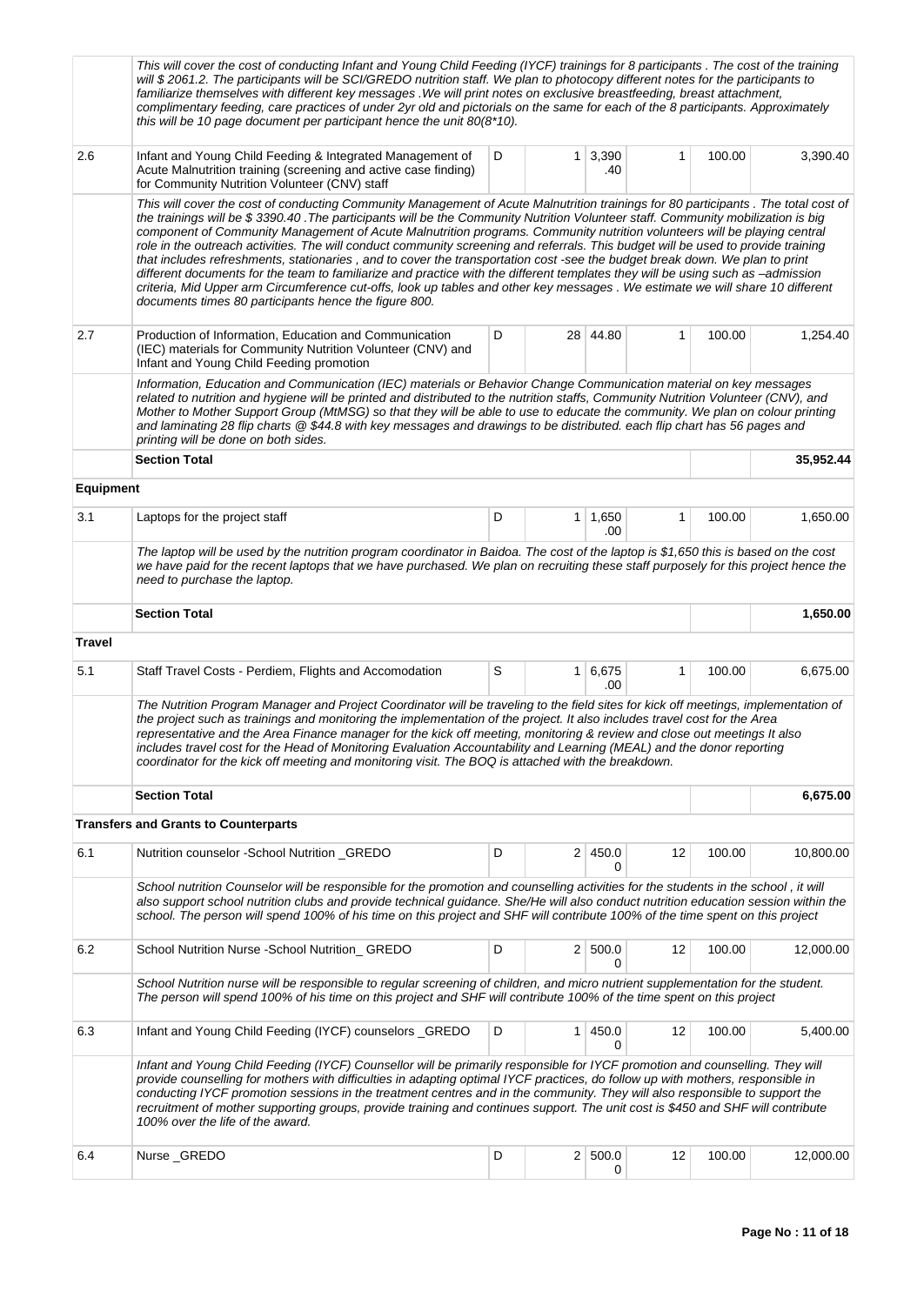| | | | | | | | |
|---|---|---|---|---|---|---|---|
| | *This will cover the cost of conducting Infant and Young Child Feeding (IYCF) trainings for 8 participants . The cost of the training will $ 2061.2. The participants will be SCI/GREDO nutrition staff. We plan to photocopy different notes for the participants to familiarize themselves with different key messages .We will print notes on exclusive breastfeeding, breast attachment, complimentary feeding, care practices of under 2yr old and pictorials on the same for each of the 8 participants. Approximately this will be 10 page document per participant hence the unit 80(8*10).* | | | | | | |
| 2.6 | Infant and Young Child Feeding & Integrated Management of Acute Malnutrition training (screening and active case finding) for Community Nutrition Volunteer (CNV) staff | D | 1 | 3,390.40 | 1 | 100.00 | 3,390.40 |
| | *This will cover the cost of conducting Community Management of Acute Malnutrition trainings for 80 participants . The total cost of the trainings will be $ 3390.40 .The participants will be the Community Nutrition Volunteer staff. Community mobilization is big component of Community Management of Acute Malnutrition programs. Community nutrition volunteers will be playing central role in the outreach activities. The will conduct community screening and referrals. This budget will be used to provide training that includes refreshments, stationaries , and to cover the transportation cost -see the budget break down. We plan to print different documents for the team to familiarize and practice with the different templates they will be using such as –admission criteria, Mid Upper arm Circumference cut-offs, look up tables and other key messages . We estimate we will share 10 different documents times 80 participants hence the figure 800.* | | | | | | |
| 2.7 | Production of Information, Education and Communication (IEC) materials for Community Nutrition Volunteer (CNV) and Infant and Young Child Feeding promotion | D | 28 | 44.80 | 1 | 100.00 | 1,254.40 |
| | *Information, Education and Communication (IEC) materials or Behavior Change Communication material on key messages related to nutrition and hygiene will be printed and distributed to the nutrition staffs, Community Nutrition Volunteer (CNV), and Mother to Mother Support Group (MtMSG) so that they will be able to use to educate the community. We plan on colour printing and laminating 28 flip charts @ $44.8 with key messages and drawings to be distributed. each flip chart has 56 pages and printing will be done on both sides.* | | | | | | |
| | **Section Total** | | | | | | **35,952.44** |
| **Equipment** | | | | | | | |
| 3.1 | Laptops for the project staff | D | 1 | 1,650.00 | 1 | 100.00 | 1,650.00 |
| | *The laptop will be used by the nutrition program coordinator in Baidoa. The cost of the laptop is $1,650 this is based on the cost we have paid for the recent laptops that we have purchased. We plan on recruiting these staff purposely for this project hence the need to purchase the laptop.* | | | | | | |
| | **Section Total** | | | | | | **1,650.00** |
| **Travel** | | | | | | | |
| 5.1 | Staff Travel Costs - Perdiem, Flights and Accomodation | S | 1 | 6,675.00 | 1 | 100.00 | 6,675.00 |
| | *The Nutrition Program Manager and Project Coordinator will be traveling to the field sites for kick off meetings, implementation of the project such as trainings and monitoring the implementation of the project. It also includes travel cost for the Area representative and the Area Finance manager for the kick off meeting, monitoring & review and close out meetings It also includes travel cost for the Head of Monitoring Evaluation Accountability and Learning (MEAL) and the donor reporting coordinator for the kick off meeting and monitoring visit. The BOQ is attached with the breakdown.* | | | | | | |
| | **Section Total** | | | | | | **6,675.00** |
| **Transfers and Grants to Counterparts** | | | | | | | |
| 6.1 | Nutrition counselor -School Nutrition _GREDO | D | 2 | 450.00 | 12 | 100.00 | 10,800.00 |
| | *School nutrition Counselor will be responsible for the promotion and counselling activities for the students in the school , it will also support school nutrition clubs and provide technical guidance. She/He will also conduct nutrition education session within the school. The person will spend 100% of his time on this project and SHF will contribute 100% of the time spent on this project* | | | | | | |
| 6.2 | School Nutrition Nurse -School Nutrition_ GREDO | D | 2 | 500.00 | 12 | 100.00 | 12,000.00 |
| | *School Nutrition nurse will be responsible to regular screening of children, and micro nutrient supplementation for the student. The person will spend 100% of his time on this project and SHF will contribute 100% of the time spent on this project* | | | | | | |
| 6.3 | Infant and Young Child Feeding (IYCF) counselors _GREDO | D | 1 | 450.00 | 12 | 100.00 | 5,400.00 |
| | *Infant and Young Child Feeding (IYCF) Counsellor will be primarily responsible for IYCF promotion and counselling. They will provide counselling for mothers with difficulties in adapting optimal IYCF practices, do follow up with mothers, responsible in conducting IYCF promotion sessions in the treatment centres and in the community. They will also responsible to support the recruitment of mother supporting groups, provide training and continues support. The unit cost is $450 and SHF will contribute 100% over the life of the award.* | | | | | | |
| 6.4 | Nurse _GREDO | D | 2 | 500.00 | 12 | 100.00 | 12,000.00 |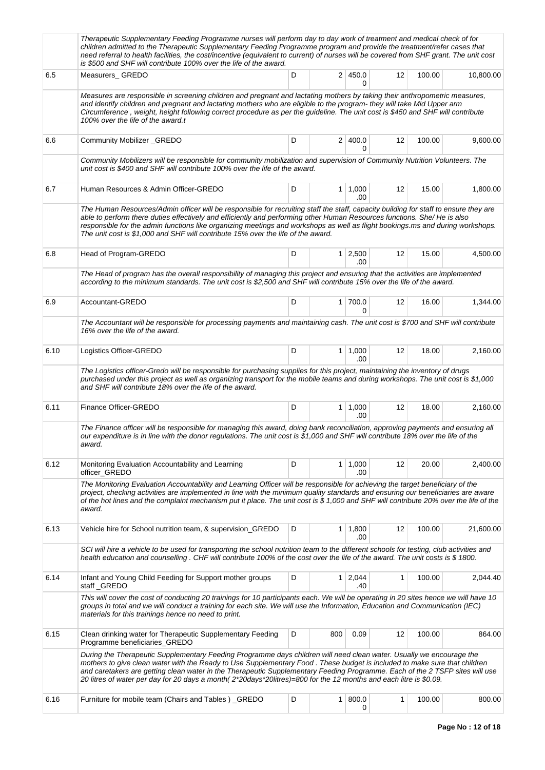| | | | | | | | |
|---|---|---|---|---|---|---|---|
| | *Therapeutic Supplementary Feeding Programme nurses will perform day to day work of treatment and medical check of for children admitted to the Therapeutic Supplementary Feeding Programme program and provide the treatment/refer cases that need referral to health facilities, the cost/incentive (equivalent to current) of nurses will be covered from SHF grant. The unit cost is $500 and SHF will contribute 100% over the life of the award.* | | | | | | |
| 6.5 | Measurers_ GREDO | D | 2 | 450.00 | 12 | 100.00 | 10,800.00 |
| | *Measures are responsible in screening children and pregnant and lactating mothers by taking their anthropometric measures, and identify children and pregnant and lactating mothers who are eligible to the program- they will take Mid Upper arm Circumference , weight, height following correct procedure as per the guideline. The unit cost is $450 and SHF will contribute 100% over the life of the award.t* | | | | | | |
| 6.6 | Community Mobilizer _GREDO | D | 2 | 400.00 | 12 | 100.00 | 9,600.00 |
| | *Community Mobilizers will be responsible for community mobilization and supervision of Community Nutrition Volunteers. The unit cost is $400 and SHF will contribute 100% over the life of the award.* | | | | | | |
| 6.7 | Human Resources & Admin Officer-GREDO | D | 1 | 1,000.00 | 12 | 15.00 | 1,800.00 |
| | *The Human Resources/Admin officer will be responsible for recruiting staff the staff, capacity building for staff to ensure they are able to perform there duties effectively and efficiently and performing other Human Resources functions. She/ He is also responsible for the admin functions like organizing meetings and workshops as well as flight bookings.ms and during workshops. The unit cost is $1,000 and SHF will contribute 15% over the life of the award.* | | | | | | |
| 6.8 | Head of Program-GREDO | D | 1 | 2,500.00 | 12 | 15.00 | 4,500.00 |
| | *The Head of program has the overall responsibility of managing this project and ensuring that the activities are implemented according to the minimum standards. The unit cost is $2,500 and SHF will contribute 15% over the life of the award.* | | | | | | |
| 6.9 | Accountant-GREDO | D | 1 | 700.00 | 12 | 16.00 | 1,344.00 |
| | *The Accountant will be responsible for processing payments and maintaining cash. The unit cost is $700 and SHF will contribute 16% over the life of the award.* | | | | | | |
| 6.10 | Logistics Officer-GREDO | D | 1 | 1,000.00 | 12 | 18.00 | 2,160.00 |
| | *The Logistics officer-Gredo will be responsible for purchasing supplies for this project, maintaining the inventory of drugs purchased under this project as well as organizing transport for the mobile teams and during workshops. The unit cost is $1,000 and SHF will contribute 18% over the life of the award.* | | | | | | |
| 6.11 | Finance Officer-GREDO | D | 1 | 1,000.00 | 12 | 18.00 | 2,160.00 |
| | *The Finance officer will be responsible for managing this award, doing bank reconciliation, approving payments and ensuring all our expenditure is in line with the donor regulations. The unit cost is $1,000 and SHF will contribute 18% over the life of the award.* | | | | | | |
| 6.12 | Monitoring Evaluation Accountability and Learning officer_GREDO | D | 1 | 1,000.00 | 12 | 20.00 | 2,400.00 |
| | *The Monitoring Evaluation Accountability and Learning Officer will be responsible for achieving the target beneficiary of the project, checking activities are implemented in line with the minimum quality standards and ensuring our beneficiaries are aware of the hot lines and the complaint mechanism put it place. The unit cost is $ 1,000 and SHF will contribute 20% over the life of the award.* | | | | | | |
| 6.13 | Vehicle hire for School nutrition team, & supervision_GREDO | D | 1 | 1,800.00 | 12 | 100.00 | 21,600.00 |
| | *SCI will hire a vehicle to be used for transporting the school nutrition team to the different schools for testing, club activities and health education and counselling . CHF will contribute 100% of the cost over the life of the award. The unit costs is $ 1800.* | | | | | | |
| 6.14 | Infant and Young Child Feeding for Support mother groups staff _GREDO | D | 1 | 2,044.40 | 1 | 100.00 | 2,044.40 |
| | *This will cover the cost of conducting 20 trainings for 10 participants each. We will be operating in 20 sites hence we will have 10 groups in total and we will conduct a training for each site. We will use the Information, Education and Communication (IEC) materials for this trainings hence no need to print.* | | | | | | |
| 6.15 | Clean drinking water for Therapeutic Supplementary Feeding Programme beneficiaries_GREDO | D | 800 | 0.09 | 12 | 100.00 | 864.00 |
| | *During the Therapeutic Supplementary Feeding Programme days children will need clean water. Usually we encourage the mothers to give clean water with the Ready to Use Supplementary Food . These budget is included to make sure that children and caretakers are getting clean water in the Therapeutic Supplementary Feeding Programme. Each of the 2 TSFP sites will use 20 litres of water per day for 20 days a month( 2*20days*20litres)=800 for the 12 months and each litre is $0.09.* | | | | | | |
| 6.16 | Furniture for mobile team (Chairs and Tables ) _GREDO | D | 1 | 800.00 | 1 | 100.00 | 800.00 |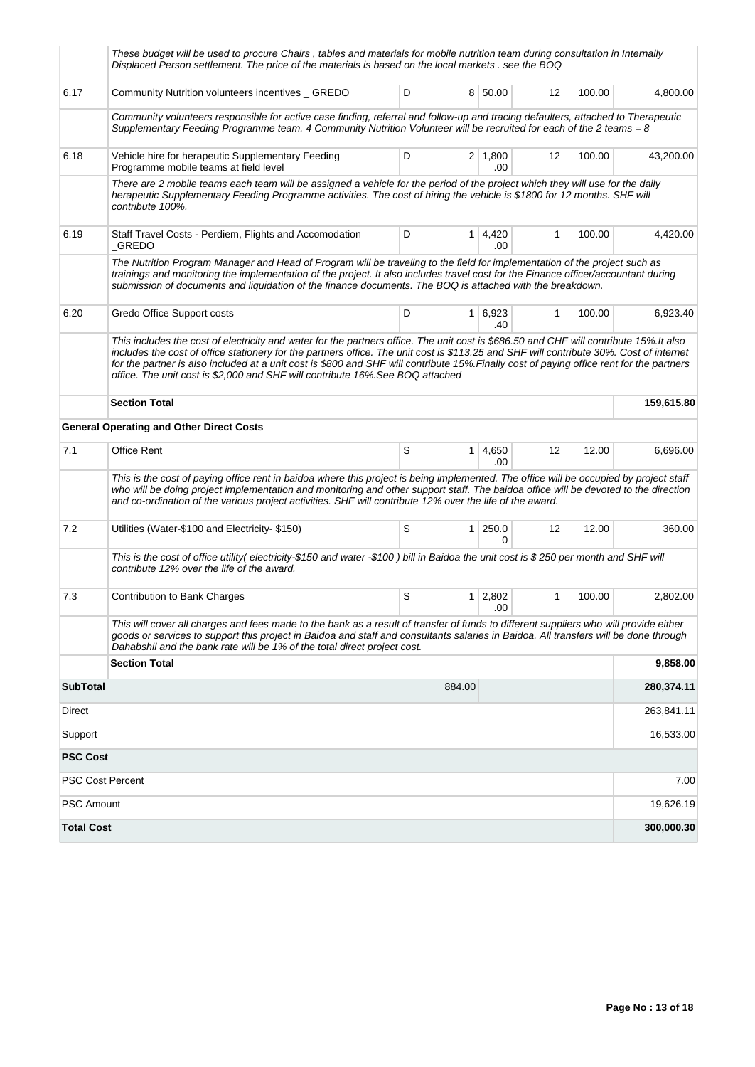| | | | | | | | |
|---|---|---|---|---|---|---|---|
| | *These budget will be used to procure Chairs , tables and materials for mobile nutrition team during consultation in Internally Displaced Person settlement. The price of the materials is based on the local markets . see the BOQ* | | | | | | |
| 6.17 | Community Nutrition volunteers incentives _ GREDO | D | 8 | 50.00 | 12 | 100.00 | 4,800.00 |
| | *Community volunteers responsible for active case finding, referral and follow-up and tracing defaulters, attached to Therapeutic Supplementary Feeding Programme team. 4 Community Nutrition Volunteer will be recruited for each of the 2 teams = 8* | | | | | | |
| 6.18 | Vehicle hire for herapeutic Supplementary Feeding Programme mobile teams at field level | D | 2 | 1,800.00 | 12 | 100.00 | 43,200.00 |
| | *There are 2 mobile teams each team will be assigned a vehicle for the period of the project which they will use for the daily herapeutic Supplementary Feeding Programme activities. The cost of hiring the vehicle is $1800 for 12 months. SHF will contribute 100%.* | | | | | | |
| 6.19 | Staff Travel Costs - Perdiem, Flights and Accomodation _GREDO | D | 1 | 4,420.00 | 1 | 100.00 | 4,420.00 |
| | *The Nutrition Program Manager and Head of Program will be traveling to the field for implementation of the project such as trainings and monitoring the implementation of the project. It also includes travel cost for the Finance officer/accountant during submission of documents and liquidation of the finance documents. The BOQ is attached with the breakdown.* | | | | | | |
| 6.20 | Gredo Office Support costs | D | 1 | 6,923.40 | 1 | 100.00 | 6,923.40 |
| | *This includes the cost of electricity and water for the partners office. The unit cost is $686.50 and CHF will contribute 15%.It also includes the cost of office stationery for the partners office. The unit cost is $113.25 and SHF will contribute 30%. Cost of internet for the partner is also included at a unit cost is $800 and SHF will contribute 15%.Finally cost of paying office rent for the partners office. The unit cost is $2,000 and SHF will contribute 16%.See BOQ attached* | | | | | | |
| | **Section Total** | | | | | | **159,615.80** |
| | **General Operating and Other Direct Costs** | | | | | | |
| 7.1 | Office Rent | S | 1 | 4,650.00 | 12 | 12.00 | 6,696.00 |
| | *This is the cost of paying office rent in baidoa where this project is being implemented. The office will be occupied by project staff who will be doing project implementation and monitoring and other support staff. The baidoa office will be devoted to the direction and co-ordination of the various project activities. SHF will contribute 12% over the life of the award.* | | | | | | |
| 7.2 | Utilities (Water-$100 and Electricity- $150) | S | 1 | 250.00 | 12 | 12.00 | 360.00 |
| | *This is the cost of office utility( electricity-$150 and water -$100 ) bill in Baidoa the unit cost is $ 250 per month and SHF will contribute 12% over the life of the award.* | | | | | | |
| 7.3 | Contribution to Bank Charges | S | 1 | 2,802.00 | 1 | 100.00 | 2,802.00 |
| | *This will cover all charges and fees made to the bank as a result of transfer of funds to different suppliers who will provide either goods or services to support this project in Baidoa and staff and consultants salaries in Baidoa. All transfers will be done through Dahabshil and the bank rate will be 1% of the total direct project cost.* | | | | | | |
| | **Section Total** | | | | | | **9,858.00** |
| **SubTotal** | | | 884.00 | | | | **280,374.11** |
| Direct | | | | | | | 263,841.11 |
| Support | | | | | | | 16,533.00 |
| **PSC Cost** | | | | | | | |
| PSC Cost Percent | | | | | | | 7.00 |
| PSC Amount | | | | | | | 19,626.19 |
| **Total Cost** | | | | | | | **300,000.30** |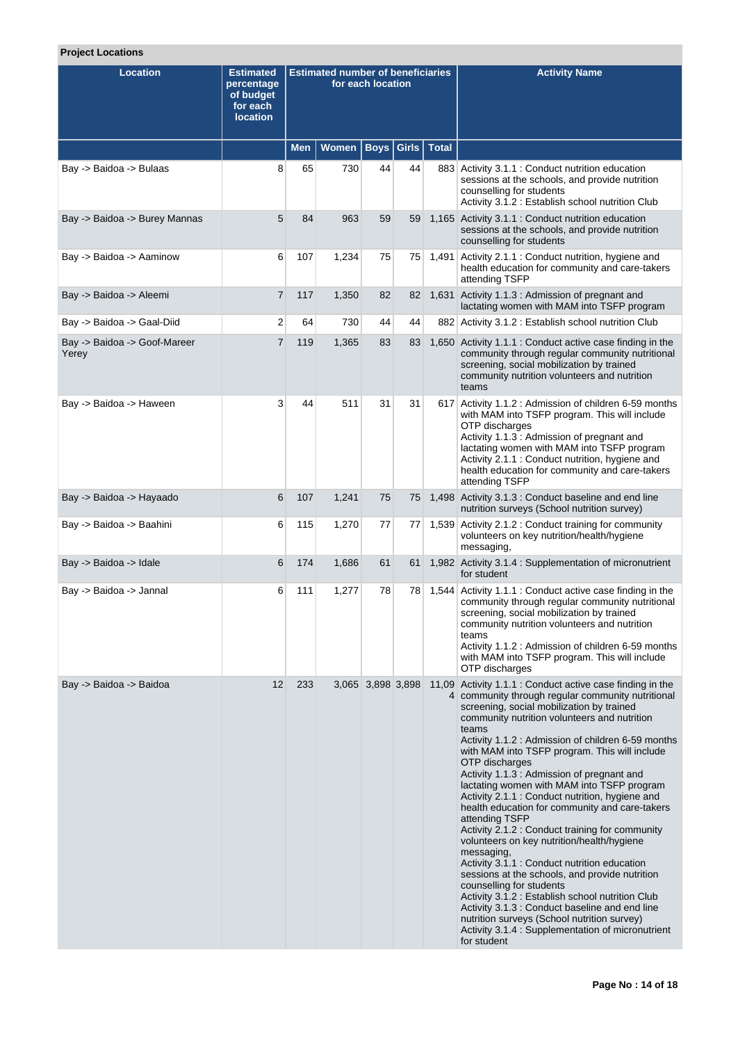**Project Locations**

| Location | Estimated percentage of budget for each location | Estimated number of beneficiaries for each location | | | | | Activity Name |
|---|---|---|---|---|---|---|---|
| | | Men | Women | Boys | Girls | Total | |
| Bay -> Baidoa -> Bulaas | 8 | 65 | 730 | 44 | 44 | 883 | Activity 3.1.1 : Conduct nutrition education sessions at the schools, and provide nutrition counselling for students<br>Activity 3.1.2 : Establish school nutrition Club |
| Bay -> Baidoa -> Burey Mannas | 5 | 84 | 963 | 59 | 59 | 1,165 | Activity 3.1.1 : Conduct nutrition education sessions at the schools, and provide nutrition counselling for students |
| Bay -> Baidoa -> Aaminow | 6 | 107 | 1,234 | 75 | 75 | 1,491 | Activity 2.1.1 : Conduct nutrition, hygiene and health education for community and care-takers attending TSFP |
| Bay -> Baidoa -> Aleemi | 7 | 117 | 1,350 | 82 | 82 | 1,631 | Activity 1.1.3 : Admission of pregnant and lactating women with MAM into TSFP program |
| Bay -> Baidoa -> Gaal-Diid | 2 | 64 | 730 | 44 | 44 | 882 | Activity 3.1.2 : Establish school nutrition Club |
| Bay -> Baidoa -> Goof-Mareer Yerey | 7 | 119 | 1,365 | 83 | 83 | 1,650 | Activity 1.1.1 : Conduct active case finding in the community through regular community nutritional screening, social mobilization by trained community nutrition volunteers and nutrition teams |
| Bay -> Baidoa -> Haween | 3 | 44 | 511 | 31 | 31 | 617 | Activity 1.1.2 : Admission of children 6-59 months with MAM into TSFP program. This will include OTP discharges<br>Activity 1.1.3 : Admission of pregnant and lactating women with MAM into TSFP program<br>Activity 2.1.1 : Conduct nutrition, hygiene and health education for community and care-takers attending TSFP |
| Bay -> Baidoa -> Hayaado | 6 | 107 | 1,241 | 75 | 75 | 1,498 | Activity 3.1.3 : Conduct baseline and end line nutrition surveys (School nutrition survey) |
| Bay -> Baidoa -> Baahini | 6 | 115 | 1,270 | 77 | 77 | 1,539 | Activity 2.1.2 : Conduct training for community volunteers on key nutrition/health/hygiene messaging, |
| Bay -> Baidoa -> Idale | 6 | 174 | 1,686 | 61 | 61 | 1,982 | Activity 3.1.4 : Supplementation of micronutrient for student |
| Bay -> Baidoa -> Jannal | 6 | 111 | 1,277 | 78 | 78 | 1,544 | Activity 1.1.1 : Conduct active case finding in the community through regular community nutritional screening, social mobilization by trained community nutrition volunteers and nutrition teams<br>Activity 1.1.2 : Admission of children 6-59 months with MAM into TSFP program. This will include OTP discharges |
| Bay -> Baidoa -> Baidoa | 12 | 233 | 3,065 | 3,898 | 3,898 | 11,094 | Activity 1.1.1 : Conduct active case finding in the community through regular community nutritional screening, social mobilization by trained community nutrition volunteers and nutrition teams<br>Activity 1.1.2 : Admission of children 6-59 months with MAM into TSFP program. This will include OTP discharges<br>Activity 1.1.3 : Admission of pregnant and lactating women with MAM into TSFP program<br>Activity 2.1.1 : Conduct nutrition, hygiene and health education for community and care-takers attending TSFP<br>Activity 2.1.2 : Conduct training for community volunteers on key nutrition/health/hygiene messaging,<br>Activity 3.1.1 : Conduct nutrition education sessions at the schools, and provide nutrition counselling for students<br>Activity 3.1.2 : Establish school nutrition Club<br>Activity 3.1.3 : Conduct baseline and end line nutrition surveys (School nutrition survey)<br>Activity 3.1.4 : Supplementation of micronutrient for student |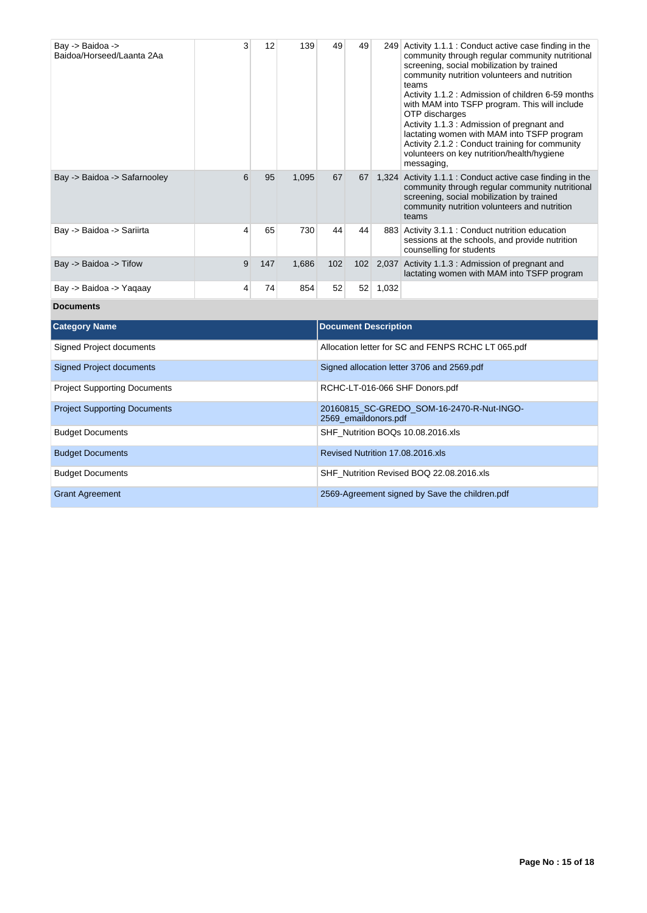| | | | | | | | |
|---|---|---|---|---|---|---|---|
| Bay -> Baidoa -> Baidoa/Horseed/Laanta 2Aa | 3 | 12 | 139 | 49 | 49 | 249 | Activity 1.1.1 : Conduct active case finding in the community through regular community nutritional screening, social mobilization by trained community nutrition volunteers and nutrition teams<br>Activity 1.1.2 : Admission of children 6-59 months with MAM into TSFP program. This will include OTP discharges<br>Activity 1.1.3 : Admission of pregnant and lactating women with MAM into TSFP program<br>Activity 2.1.2 : Conduct training for community volunteers on key nutrition/health/hygiene messaging, |
| Bay -> Baidoa -> Safarnooley | 6 | 95 | 1,095 | 67 | 67 | 1,324 | Activity 1.1.1 : Conduct active case finding in the community through regular community nutritional screening, social mobilization by trained community nutrition volunteers and nutrition teams |
| Bay -> Baidoa -> Sariirta | 4 | 65 | 730 | 44 | 44 | 883 | Activity 3.1.1 : Conduct nutrition education sessions at the schools, and provide nutrition counselling for students |
| Bay -> Baidoa -> Tifow | 9 | 147 | 1,686 | 102 | 102 | 2,037 | Activity 1.1.3 : Admission of pregnant and lactating women with MAM into TSFP program |
| Bay -> Baidoa -> Yaqaay | 4 | 74 | 854 | 52 | 52 | 1,032 | |

**Documents**

| Category Name | Document Description |
|---|---|
| Signed Project documents | Allocation letter for SC and FENPS RCHC LT 065.pdf |
| Signed Project documents | Signed allocation letter 3706 and 2569.pdf |
| Project Supporting Documents | RCHC-LT-016-066 SHF Donors.pdf |
| Project Supporting Documents | 20160815_SC-GREDO_SOM-16-2470-R-Nut-INGO-2569_emaildonors.pdf |
| Budget Documents | SHF_Nutrition BOQs 10.08.2016.xls |
| Budget Documents | Revised Nutrition 17.08.2016.xls |
| Budget Documents | SHF_Nutrition Revised BOQ 22.08.2016.xls |
| Grant Agreement | 2569-Agreement signed by Save the children.pdf |